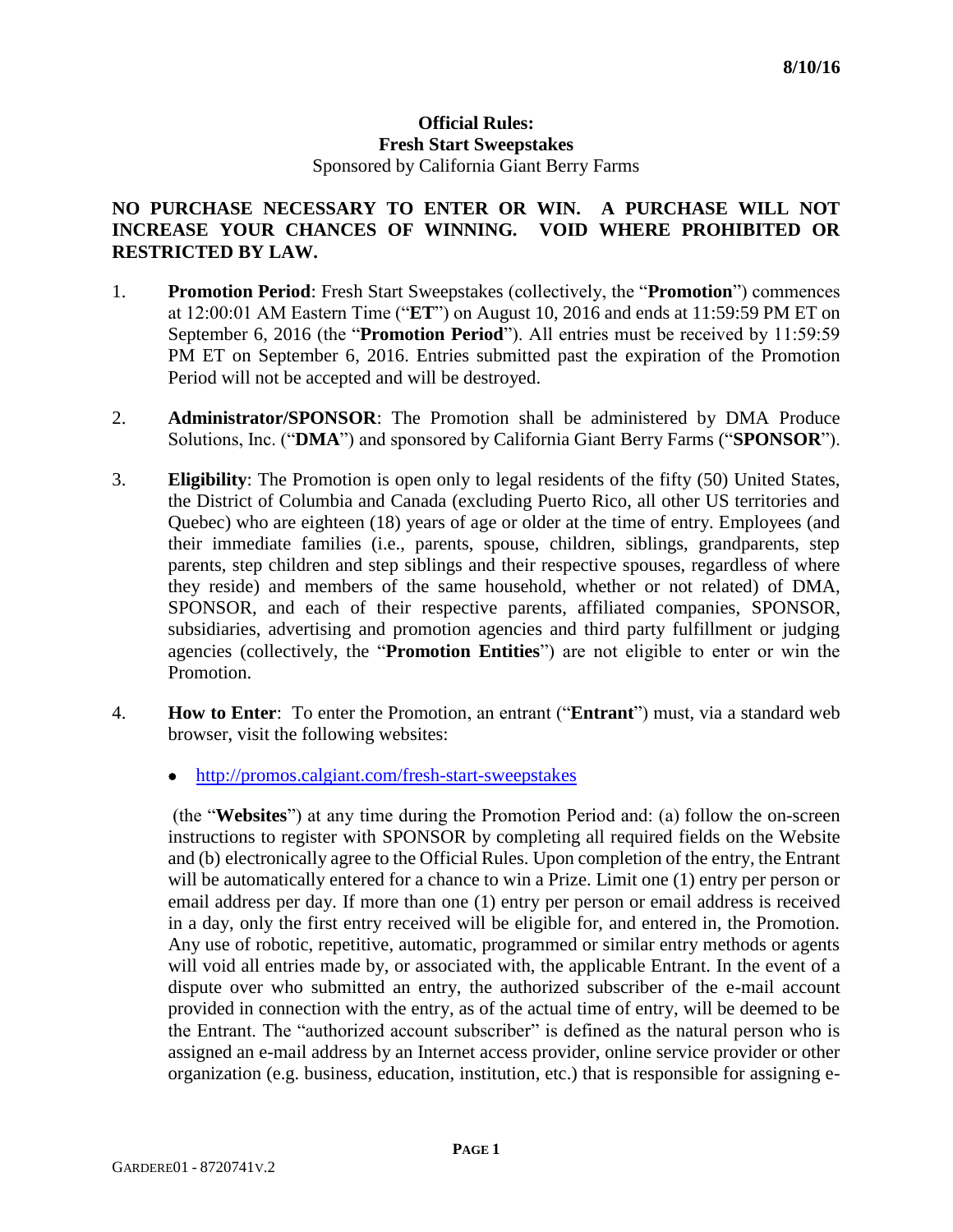8/10/16

**Official Rules:**
**Fresh Start Sweepstakes**
Sponsored by California Giant Berry Farms

**NO PURCHASE NECESSARY TO ENTER OR WIN. A PURCHASE WILL NOT INCREASE YOUR CHANCES OF WINNING. VOID WHERE PROHIBITED OR RESTRICTED BY LAW.**

1. **Promotion Period**: Fresh Start Sweepstakes (collectively, the "**Promotion**") commences at 12:00:01 AM Eastern Time ("**ET**") on August 10, 2016 and ends at 11:59:59 PM ET on September 6, 2016 (the "**Promotion Period**"). All entries must be received by 11:59:59 PM ET on September 6, 2016. Entries submitted past the expiration of the Promotion Period will not be accepted and will be destroyed.

2. **Administrator/SPONSOR**: The Promotion shall be administered by DMA Produce Solutions, Inc. ("**DMA**") and sponsored by California Giant Berry Farms ("**SPONSOR**").

3. **Eligibility**: The Promotion is open only to legal residents of the fifty (50) United States, the District of Columbia and Canada (excluding Puerto Rico, all other US territories and Quebec) who are eighteen (18) years of age or older at the time of entry. Employees (and their immediate families (i.e., parents, spouse, children, siblings, grandparents, step parents, step children and step siblings and their respective spouses, regardless of where they reside) and members of the same household, whether or not related) of DMA, SPONSOR, and each of their respective parents, affiliated companies, SPONSOR, subsidiaries, advertising and promotion agencies and third party fulfillment or judging agencies (collectively, the "**Promotion Entities**") are not eligible to enter or win the Promotion.

4. **How to Enter**: To enter the Promotion, an entrant ("**Entrant**") must, via a standard web browser, visit the following websites:

   - http://promos.calgiant.com/fresh-start-sweepstakes

   (the "**Websites**") at any time during the Promotion Period and: (a) follow the on-screen instructions to register with SPONSOR by completing all required fields on the Website and (b) electronically agree to the Official Rules. Upon completion of the entry, the Entrant will be automatically entered for a chance to win a Prize. Limit one (1) entry per person or email address per day. If more than one (1) entry per person or email address is received in a day, only the first entry received will be eligible for, and entered in, the Promotion. Any use of robotic, repetitive, automatic, programmed or similar entry methods or agents will void all entries made by, or associated with, the applicable Entrant. In the event of a dispute over who submitted an entry, the authorized subscriber of the e-mail account provided in connection with the entry, as of the actual time of entry, will be deemed to be the Entrant. The "authorized account subscriber" is defined as the natural person who is assigned an e-mail address by an Internet access provider, online service provider or other organization (e.g. business, education, institution, etc.) that is responsible for assigning e-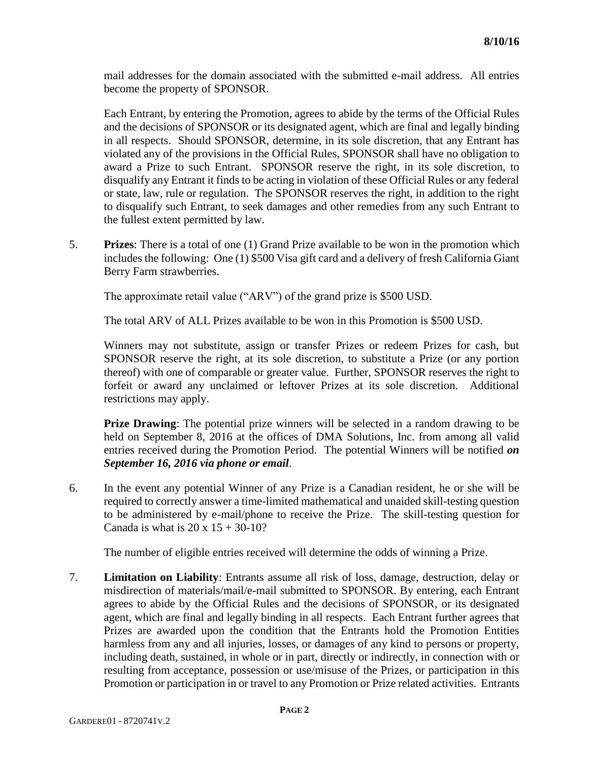mail addresses for the domain associated with the submitted e-mail address. All entries become the property of SPONSOR.

Each Entrant, by entering the Promotion, agrees to abide by the terms of the Official Rules and the decisions of SPONSOR or its designated agent, which are final and legally binding in all respects. Should SPONSOR, determine, in its sole discretion, that any Entrant has violated any of the provisions in the Official Rules, SPONSOR shall have no obligation to award a Prize to such Entrant. SPONSOR reserve the right, in its sole discretion, to disqualify any Entrant it finds to be acting in violation of these Official Rules or any federal or state, law, rule or regulation. The SPONSOR reserves the right, in addition to the right to disqualify such Entrant, to seek damages and other remedies from any such Entrant to the fullest extent permitted by law.

5. **Prizes**: There is a total of one (1) Grand Prize available to be won in the promotion which includes the following: One (1) $500 Visa gift card and a delivery of fresh California Giant Berry Farm strawberries.

   The approximate retail value ("ARV") of the grand prize is $500 USD.

   The total ARV of ALL Prizes available to be won in this Promotion is $500 USD.

   Winners may not substitute, assign or transfer Prizes or redeem Prizes for cash, but SPONSOR reserve the right, at its sole discretion, to substitute a Prize (or any portion thereof) with one of comparable or greater value. Further, SPONSOR reserves the right to forfeit or award any unclaimed or leftover Prizes at its sole discretion. Additional restrictions may apply.

   **Prize Drawing**: The potential prize winners will be selected in a random drawing to be held on September 8, 2016 at the offices of DMA Solutions, Inc. from among all valid entries received during the Promotion Period. The potential Winners will be notified ***on September 16, 2016 via phone or email***.

6. In the event any potential Winner of any Prize is a Canadian resident, he or she will be required to correctly answer a time-limited mathematical and unaided skill-testing question to be administered by e-mail/phone to receive the Prize. The skill-testing question for Canada is what is 20 x 15 + 30-10?

   The number of eligible entries received will determine the odds of winning a Prize.

7. **Limitation on Liability**: Entrants assume all risk of loss, damage, destruction, delay or misdirection of materials/mail/e-mail submitted to SPONSOR. By entering, each Entrant agrees to abide by the Official Rules and the decisions of SPONSOR, or its designated agent, which are final and legally binding in all respects. Each Entrant further agrees that Prizes are awarded upon the condition that the Entrants hold the Promotion Entities harmless from any and all injuries, losses, or damages of any kind to persons or property, including death, sustained, in whole or in part, directly or indirectly, in connection with or resulting from acceptance, possession or use/misuse of the Prizes, or participation in this Promotion or participation in or travel to any Promotion or Prize related activities. Entrants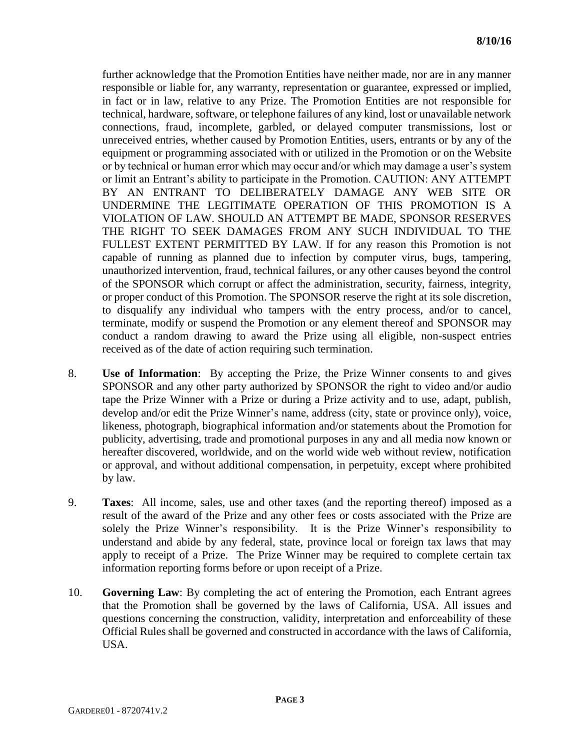further acknowledge that the Promotion Entities have neither made, nor are in any manner responsible or liable for, any warranty, representation or guarantee, expressed or implied, in fact or in law, relative to any Prize. The Promotion Entities are not responsible for technical, hardware, software, or telephone failures of any kind, lost or unavailable network connections, fraud, incomplete, garbled, or delayed computer transmissions, lost or unreceived entries, whether caused by Promotion Entities, users, entrants or by any of the equipment or programming associated with or utilized in the Promotion or on the Website or by technical or human error which may occur and/or which may damage a user's system or limit an Entrant's ability to participate in the Promotion. CAUTION: ANY ATTEMPT BY AN ENTRANT TO DELIBERATELY DAMAGE ANY WEB SITE OR UNDERMINE THE LEGITIMATE OPERATION OF THIS PROMOTION IS A VIOLATION OF LAW. SHOULD AN ATTEMPT BE MADE, SPONSOR RESERVES THE RIGHT TO SEEK DAMAGES FROM ANY SUCH INDIVIDUAL TO THE FULLEST EXTENT PERMITTED BY LAW. If for any reason this Promotion is not capable of running as planned due to infection by computer virus, bugs, tampering, unauthorized intervention, fraud, technical failures, or any other causes beyond the control of the SPONSOR which corrupt or affect the administration, security, fairness, integrity, or proper conduct of this Promotion. The SPONSOR reserve the right at its sole discretion, to disqualify any individual who tampers with the entry process, and/or to cancel, terminate, modify or suspend the Promotion or any element thereof and SPONSOR may conduct a random drawing to award the Prize using all eligible, non-suspect entries received as of the date of action requiring such termination.

8. **Use of Information**: By accepting the Prize, the Prize Winner consents to and gives SPONSOR and any other party authorized by SPONSOR the right to video and/or audio tape the Prize Winner with a Prize or during a Prize activity and to use, adapt, publish, develop and/or edit the Prize Winner's name, address (city, state or province only), voice, likeness, photograph, biographical information and/or statements about the Promotion for publicity, advertising, trade and promotional purposes in any and all media now known or hereafter discovered, worldwide, and on the world wide web without review, notification or approval, and without additional compensation, in perpetuity, except where prohibited by law.

9. **Taxes**: All income, sales, use and other taxes (and the reporting thereof) imposed as a result of the award of the Prize and any other fees or costs associated with the Prize are solely the Prize Winner's responsibility. It is the Prize Winner's responsibility to understand and abide by any federal, state, province local or foreign tax laws that may apply to receipt of a Prize. The Prize Winner may be required to complete certain tax information reporting forms before or upon receipt of a Prize.

10. **Governing Law**: By completing the act of entering the Promotion, each Entrant agrees that the Promotion shall be governed by the laws of California, USA. All issues and questions concerning the construction, validity, interpretation and enforceability of these Official Rules shall be governed and constructed in accordance with the laws of California, USA.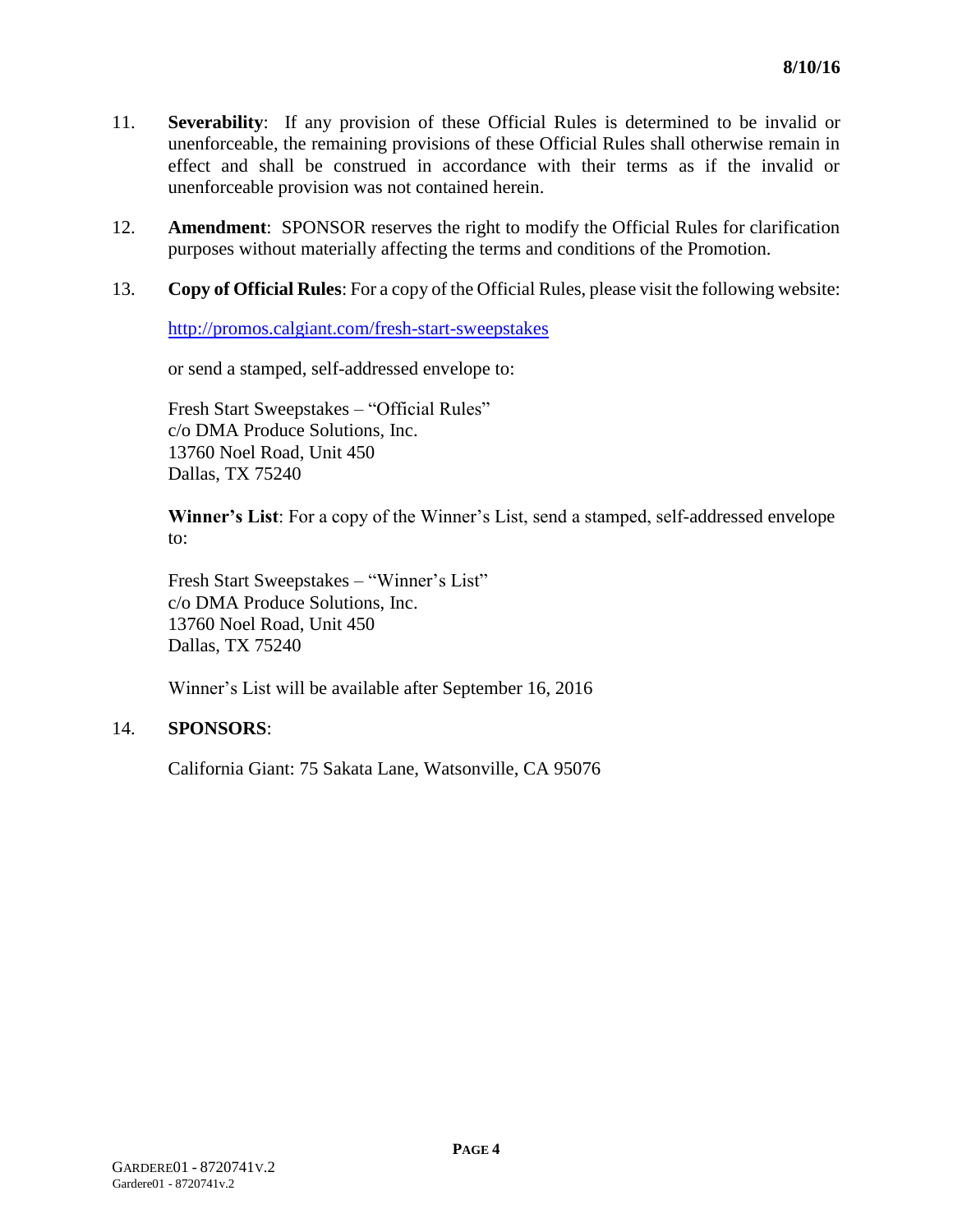11. **Severability**: If any provision of these Official Rules is determined to be invalid or unenforceable, the remaining provisions of these Official Rules shall otherwise remain in effect and shall be construed in accordance with their terms as if the invalid or unenforceable provision was not contained herein.

12. **Amendment**: SPONSOR reserves the right to modify the Official Rules for clarification purposes without materially affecting the terms and conditions of the Promotion.

13. **Copy of Official Rules**: For a copy of the Official Rules, please visit the following website:

    http://promos.calgiant.com/fresh-start-sweepstakes

    or send a stamped, self-addressed envelope to:

    Fresh Start Sweepstakes – "Official Rules"
    c/o DMA Produce Solutions, Inc.
    13760 Noel Road, Unit 450
    Dallas, TX 75240

    **Winner's List**: For a copy of the Winner's List, send a stamped, self-addressed envelope to:

    Fresh Start Sweepstakes – "Winner's List"
    c/o DMA Produce Solutions, Inc.
    13760 Noel Road, Unit 450
    Dallas, TX 75240

    Winner's List will be available after September 16, 2016

14. **SPONSORS**:

    California Giant: 75 Sakata Lane, Watsonville, CA 95076